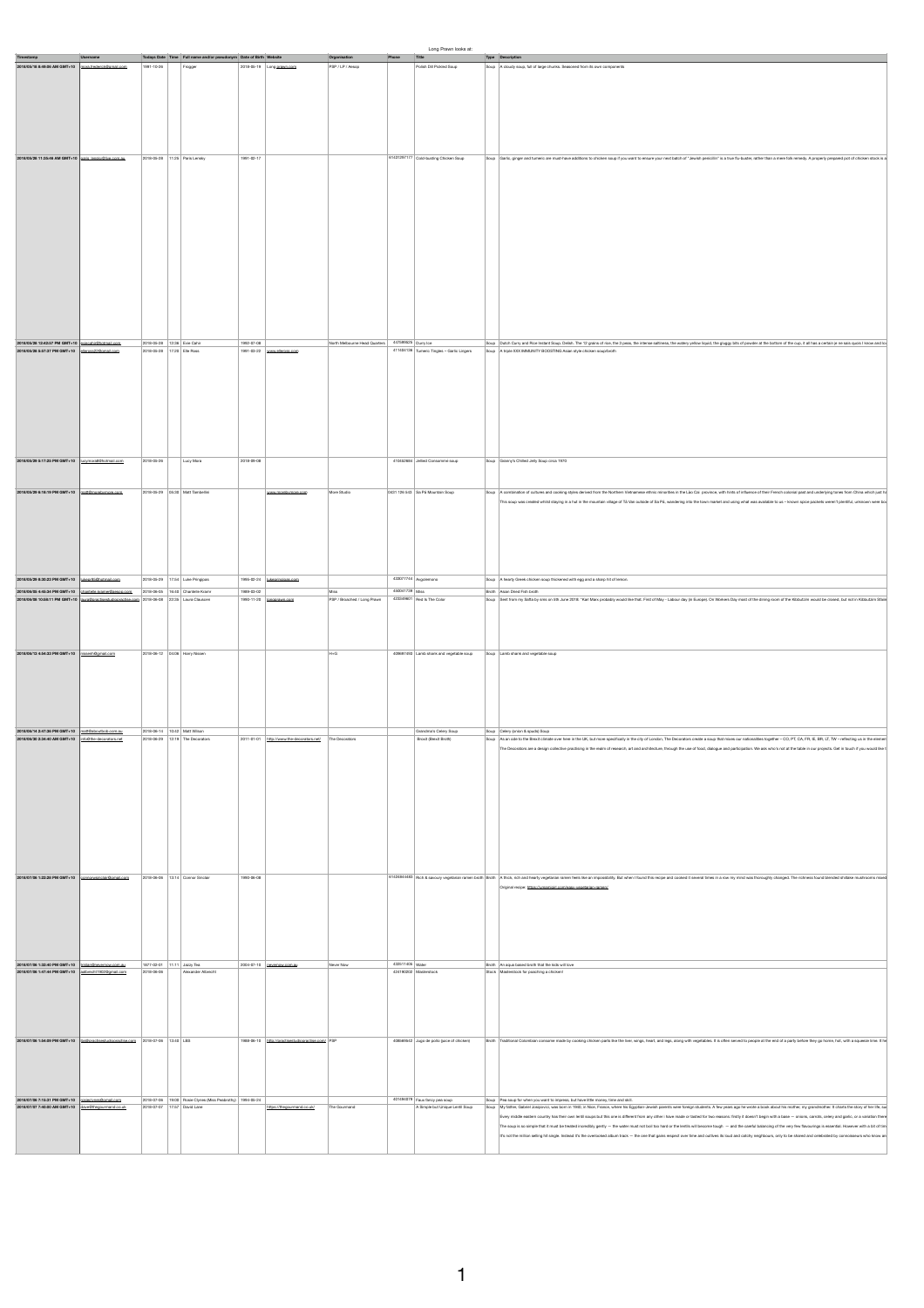Long Prawn looks at:

| Timestamp | Username | Todays Date | Time | Full name and/or pseudonym | Date of Birth | Website | Organisation | Phone | Title | Type | Description |
|---|---|---|---|---|---|---|---|---|---|---|---|
| 2018/05/18 8:49:06 AM GMT+10 | laura.friedericke@gmail.com | 1981-10-26 | | Frogger | 2018-05-18 | Long prawn.com | PSP / LP / Aesop | | Polish Dill Pickled Soup | Soup | A cloudy soup, full of large chunks. Seasoned from its own components |
| 2018/05/28 11:25:46 AM GMT+10 | paris_lensky@live.com.au | 2018-05-28 | 11:25 | Paris Lensky | 1981-02-17 | | | 61431297177 | Cold-busting Chicken Soup | Soup | Garlic, ginger and tumeric are must-have additions to chicken soup if you want to ensure your next batch of "Jewish penicillin" is a true flu-buster, rather than a mere folk remedy. A properly prepared pot of chicken stock is a |
| 2018/05/28 12:43:57 PM GMT+10 | ecarroll@hotmail.com | 2018-05-28 | 12:36 | Eoin Carol | 1992-07-08 | | North Melbourne Head Quarters | 447599328 | Curry Ice | Soup | Dutch Curry and Rice Instant Soup. Delish. The 12 grains of rice, the 3 peas, the intense saltiness, the watery yellow liquid, the gluggy bits of powder at the bottom of the cup, it all has a certain je ne sais quois I know and lo |
| 2018/05/28 5:57:37 PM GMT+10 | ellaross22@gmail.com | 2018-05-28 | 17:26 | Elle Ross | 1991-03-22 | www.elleross.com | | 411464138 | Tumeric Tingles ~ Garlic Lingers | Soup | A triple-XXX IMMUNITY BOOSTING Asian style chicken soup/broth |
| 2018/05/28 5:17:20 PM GMT+10 | lucymora@hotmail.com | 2018-05-28 | | Lucy Mora | 2018-05-08 | | | 410450664 | Jellied Consomme soup | Soup | Granny's Chilled Jelly Soup circa 1970 |
| 2018/05/29 6:16:10 PM GMT+10 | matt@morebymore.com | 2018-05-29 | 06:30 | Matt Tamberlini | | www.morebymore.com | More Studio | 0431 126 542 | Sa Pā Mountain Soup | Soup | A combination of cultures and cooking styles derived from the Northern Vietnamese ethnic minorities in the Lao Cai province, with hints of influence of their French colonial past and underlying tones from China which just fo<br>This soup was created whilst staying in a hut in the mountain village of Tā Van outside of Sa Pā, wandering into the town market and using what was available to us – known spice packets weren't plentiful, unknown were bou |
| 2018/05/29 6:30:23 PM GMT+10 | luken99@hotmail.com | 2018-05-29 | 17:54 | Luke Pringgas | 1969-02-24 | lukepringgas.com | | 433077744 | Avgolemona | Soup | A hearty Greek chicken soup thickened with egg and a sharp hit of lemon. |
| 2018/06/05 4:45:34 PM GMT+10 | charlotte.kramer@assqu.com | 2018-06-05 | 16:40 | Charlotte Krami | 1989-03-02 | | Miss | 436041738 | Miss | Broth | Asian Dried Fish broth |
| 2018/06/08 10:08:11 PM GMT+10 | laura@practisestudiosnetwork.com | 2018-06-08 | 22:39 | Laura Clausons | 1990-11-29 | lpragnaya.com | PSP / Broached / Long Prawn | 422049601 | Red Is The Color | Soup | Beet from my Saffa by ciss on 5th June 2018: "Karl Marx probably would like that. First of May - Labour day (in Europe). On Workers Day most of the dining room of the Kibbutzim would be closed, but not in Kibbutzim Stone |
| 2018/06/13 4:54:23 PM GMT+10 | nissenh@gmail.com | 2018-06-12 | 04:06 | Harry Nissen | | | H+G | 409681450 | Lamb shank and vegetable soup | Soup | Lamb shank and vegetable soup |
| 2018/06/14 2:47:36 PM GMT+10 | matt@laboutlook.com.au | 2018-06-14 | 10:42 | Matt Wilson | | | | | Grandma's Celery Soup | Soup | Celery (onion & spuds) Soup |
| 2018/06/20 2:34:40 AM GMT+10 | info@the-decorators.net | 2018-06-20 | 12:19 | The Decorators | 2011-01-01 | http://www.the-decorators.net/ | The Decorators | | Brexit (Brexit Broth) | Soup | As an ode to the Brexit climate over here in the UK, but more specifically in the city of London, The Decorators create a soup that mixes our nationalities together – CO, PT, CA, FR, IE, BR, LT, TW – reflecting us in the elemen<br>The Decorators are a design collective practicing in the realm of research, art and architecture, through the use of food, dialogue and participation. We ask who's not at the table in our projects. Get in touch if you would like t |
| 2018/07/06 1:22:26 PM GMT+10 | connorsinclair@gmail.com | 2018-06-06 | 13:14 | Connor Sinclair | 1990-06-06 | | | 61424843430 | Rich & savoury vegetarian ramen broth | Broth | A thick, rich and hearty vegetarian ramen feels like an impossibility. But when I found this recipe and cooked it several times in a row my mind was thoroughly changed. The richness found blended shiitake mushrooms mixed<br>Original recipe: https://justonecookbook.com/easy-vegetarian-ramen/ |
| 2018/07/06 1:32:40 PM GMT+10 | hello@nevernew.com.au | 1977-02-01 | 11:11 | Jazzy Tea | 2004-07-10 | nevernew.com.au | Never New | 433511405 | Water | Broth | An aqua based broth that the kids will love |
| 2018/07/06 1:47:44 PM GMT+10 | albrecht1982@gmail.com | 2018-06-06 | | Alexander Albrecht | | | | 424180202 | Masterstock | Stock | Masterstock for poaching a chicken! |
| 2018/07/06 1:54:09 PM GMT+10 | ls@practisestudiosonline.com | 2018-07-06 | 13:48 | LBS | 1968-06-15 | http://practisestudiosonline.com/ | PSP | 408549542 | Jugo de pollo (juice of chicken) | Broth | Traditional Colombian consome made by cooking chicken parts like the liver, wings, heart, and legs, along with vegetables. It is often served to people at the end of a party before they go home, hot, with a squeeze lime. If he |
| 2018/07/06 7:15:31 PM GMT+10 | rosieclynes@gmail.com | 2018-07-06 | 19:08 | Rosie Clynes (Miss Peabottle) | 1993-05-03 | | | 431494019 | Faux fancy pea soup | Soup | Pea soup for when you want to impress, but have little money, time and skill. |
| 2018/07/07 7:40:50 AM GMT+10 | dave@thegourmand.co.uk | 2018-07-07 | 17:57 | David Lane | | https://thegourmand.co.uk/ | The Gourmand | | A Simple but Unique Lentil Soup | Soup | My father, Gabriel Josipovici, was born in 1940, in Nice, France, where his Egyptian-Jewish parents were foreign students. A few years ago he wrote a book about his mother, my grandmother. It charts the story of her life, suc<br>Every middle eastern country has their own lentil soups but this one is different from any other I have made or tasted for two reasons: firstly it doesn't begin with a base – onions, carrots, celery and garlic, or a variation there<br>The soup is so simple that it must be treated incredibly gently – the water must not boil too hard or the lentils will become tough – and the careful balancing of the very few flavourings is essential. However with a bit of tim<br>It's not the million selling hit single. Instead it's the overlooked album track – the one that gains respect over time and outlives its loud and catchy neighbours, only to be shared and celebrated by connoisseurs who know an |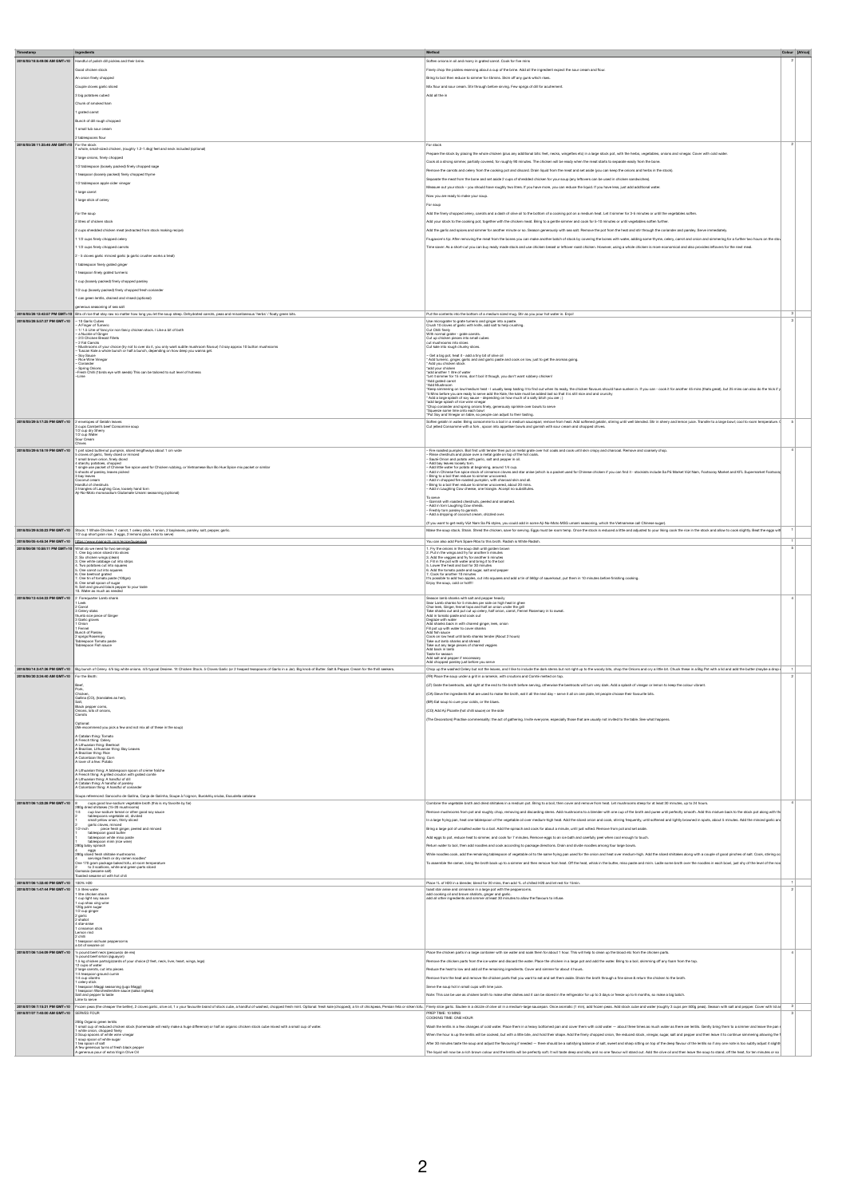| Timestamp | Ingredients | Method | Colour | [Africa] |
|---|---|---|---|---|
| 2018/05/16 8:09:06 AM GMT+10 | Handful of polish dill pickles and their brine. Good chicken stock. An onion finely chopped. Couple cloves garlic sliced. 3 big potatoes cubed. Chunk of smoked bacon. 1 grated carrot. Bunch of dill rough chopped. 1 small tub sour cream. 2 tablespoons flour | Soften onions in oil and many in grated carrot. Cook for five mins. Finely chop the pickles reserving about a cup of the brine. Add all the ingredient expect the sour cream and flour. Bring to boil then reduce to simmer for 40mins. Skim off any gunk which rises. Mix flour and sour cream. Stir through before serving. Few sprigs of dill for acutement. Add all the w | 2 | |
| 2018/05/25 11:30:48 AM GMT+10 | For the stock: 1 whole, small-sized chicken, (roughly 1.2-1.4kg) feet and neck included (optional). 2 large onions, finely chopped. 1/2 tablespoon (loosely packed) finely chopped sage. 1 teaspoon (loosely packed) finely chopped thyme. 1/2 tablespoon apple cider vinegar. 1 large carrot. 1 large stick of celery. For the soup: 2 litres of chicken stock. 2 cups shredded chicken meat (extracted from stock making recipe). 1 1/2 cups finely chopped celery. 1 1/2 cups finely chopped carrots. 3 - 4 cloves garlic minced garlic (a garlic crusher works a treat). 1 tablespoon finely grated ginger. 1 teaspoon finely grated turmeric. 1 cup (loosely packed) finely chopped parsley. 1/2 cup (loosely packed) finely chopped fresh coriander. 1 can green lentils, drained and rinsed (optional). generous seasoning of sea salt | For stock: Prepare the stock by placing the whole chicken (plus any additional bits: feet, necks, wingettes etc) in a large stock pot, with the herbs, vegetables, onions and vinegar. Cover with cold water. Cook at a strong simmer, partially covered, for roughly 90 minutes. The chicken will be ready when the meat starts to separate easily from the bone. Remove the carrots and celery from the cooking pot and discard. Drain liquid from the meat and set aside (you can keep the onions and herbs in the stock). Separate the meat from the bone and set aside 2 cups of shredded chicken for your soup (any leftovers can be used in chicken sandwiches). Measure out your stock – you should have roughly two litres. If you have more, you can reduce the liquid. If you have less, just add additional water. Now you are ready to make your soup. For soup: Add the finely chopped celery, carrots and a dash of olive oil to the bottom of a cooking pot on a medium heat. Let it simmer for 3-5 minutes or until the vegetables soften. Add your stock to the cooking pot, together with the chicken meat. Bring to a gentle simmer and cook for 5-10 minutes or until vegetables soften further. Add the garlic and spices and simmer for another minute or so. Season generously with sea salt. Remove the pot from the heat and stir through the coriander and parsley. Serve immediately. Frugavore's tip: After removing the meat from the bones you can make another batch of stock by covering the bones with water, adding some thyme, celery, carrot and onion and simmering for a further two hours on the stov... Time saver: As a short-cut you can buy ready made stock and use chicken breast or leftover roast chicken. However, using a whole chicken is more economical and also provides leftovers for the next meal. | 2 | |
| 2018/05/28 12:42:07 PM GMT+10 | Bits of rice that stay raw no matter how long you let the soup steep. Dehydrated carrots, peas and miscellaneous "herbs" / floaty green bits. | Put the contents into the bottom of a medium sized mug. Stir as you pour hot water in. Enjoy! | 3 | |
| 2018/05/28 5:57:37 PM GMT+10 | ~16 Garlic Cubes ~ A Finger of Tumeric ~ 1 1 1.5 Litre of fancy or non fancy chicken stock. I Like a bit of both ~ A Nuckle of Ginger ~ 2/3 Chicken Breast Fillets ~ 2 Fat Carrots ~ Mushrooms of your choice (try not to over do it, you only want subtle mushroom flavour) I'd say approx 10 button mushrooms ~ Tuscan Kale a whole bunch or half a bunch, depending on how deep you wanna get. ~ Soy Sauce ~ Rice Wine Vinegar ~ Coriander ~ Spring Onions ~Fresh Chilli (I birds eye with seeds) This can be tailored to suit level of hotness ~Lime | Use microgrator to grate tumeric and ginger into a paste. Crush 16 cloves of garlic with knife, add salt to help crushing. Cut Chilli fancy. With normal grater - grate carrots. Cut up chicken pieces into small cubes. cut mushrooms into slices. Cut kale into tough chunky slices. ~ Get a big pot, heat it - add a tiny bit of olive oil *Add tumeric, ginger, garlic and and garlic paste and cook on low, just to get the aromas going. *Add you chicken stock *add your chicken *add another 1 litre of water *Let it simmer for 15 mins, don't boil it though, you don't want rubbery chicken! *Add grated carrot *Add Mushroom *Keep simmering on low/medium heat - I usually keep tasting it to find out when its ready, the chicken flavours should have sunken in. If you can - cook it for another 45 mins (thats great), but 25 mins can also do the trick if y... *5 Mins before you are ready to serve add the Kale, the kale must be added last so that it is still nice and and crunchy. * Add a large splash of soy sauce - depending on how much of a salty bitch you are :) *add large splash of rice wine vinegar *Chop coriander and spring onions finely, generously sprinkle over bowls to serve *Squeeze some lime onto each bowl *Put Soy and Vinegar on table, so people can adjust to their tasting. | 3 | |
| 2018/05/29 5:17:25 PM GMT+10 | 2 envelopes of Gelatin leaves 3 cups Cambell's beef Consomme soup 1/2 cup dry Sherry 1/2 cup Water Sour Cream Chives | Soften gelatin in water. Bring consomme to a boil in a medium saucepan; remove from heat. Add softened gelatin, stirring until well blended. Stir in sherry and lemon juice. Transfer to a large bowl; cool to room temperature. C... Cut jelled Consomme with a fork ; spoon into appetizer bowls and garnish with sour cream and chopped chives. | 5 | |
| 2018/05/29 6:18:19 PM GMT+10 | 1 peel sized butternut pumpkin, sliced lengthways about 1 cm wide 5 cloves of garlic, finely diced or minced 1 small brown onion, finely diced 4 starchy potatoes, chopped 1 single use packet of Chinese five spice used for Chicken rubbing, or Vietnamese Bun Bo Hue Spice mix packet or similar 5 shoots of parsley, leaves picked 2 bay leaves Coconut cream Handful of chestnuts 3 triangles of Laughing Cow, loosely hand torn Aji-No-Moto monosodium Glutamate Umami seasoning (optional) | ~ Fire roasted pumpkins. Boil first until tender then put on metal grate over hot coals and cook until skin crispy and charcoal. Remove and coarsely chop. ~ Roast chestnuts and place over a metal grate on top of the hot coals. ~ Saute Onion and potato with garlic, salt and pepper in oil. ~ Add bay leaves loosely torn. ~ Add little water for potato all beginning, around 1/4 cup. ~ Add in Chinese five spice stock of cinnamon cloves and star anise (which is a packet used for Chinese chicken if you can find it - stockists include Sa Pa Market Viet Nam, Footscray Market and KFL Supermarket Footscray... ~ Bring to a boil then reduce to simmer uncovered. ~ Add in chopped fire roasted pumpkin, with charcoal skin and all. ~ Bring to a boil then reduce to simmer uncovered, about 20 mins. ~ Add in triangles of Laughing Cow cheese, one triangle. Accept no substitutes. To serve ~ Garnish with roasted chestnuts, peeled and smashed. ~ Add in torn Laughing Cow shreds. ~ Freshly torn parsley to garnish. ~ Add a dropping of coconut cream, drizzled over. (If you want to get really Viet Nam Sa Pa styles, you could add in some Aji-No-Moto MSG umami seasoning, which the Vietnamese call Chinese sugar). | 2 | |
| 2018/05/29 8:35:23 PM GMT+10 | Stock: 1 Whole Chicken, 1 carrot, 1 celery stick, 1 onion, 2 bayleaves, parsley, salt, pepper, garlic. 1/2 cup short grain rice. 3 eggs. 2 lemons (plus extra to serve) | Make the soup stock. Strain. Shred the chicken, save for serving. Eggs must be room temp. Once the stock is reduced a little and adjusted to your liking cook the rice in the stock and allow to cook slightly. Beat the eggs with... | 1 | |
| 2018/06/06 4:45:34 PM GMT+10 | https://www.maangchi.com/recipe/tuseosop | You can also add Pork Spare Ribs to this broth. Radish is White Radish. | 1 | |
| 2018/06/06 10:56:11 PM GMT+10 | What do we need for two servings: 1. One big onion sliced into slices 2. Six chicken wings (clean) 3. One white cabbage cut into strips 4. Two potatoes cut into squares 5. One carrot cut into squares 6. One beetroot grated 7. One tin of tomato paste (100gm) 8. One small spoon of sugar 9. Salt and ground black pepper to your taste 10. Water as much as needed | 1. Fry the onions in the soup dish until golden brown 2. Put in the wings and fry for another 5 minutes 3. Add the veggies and fry for another 5 minutes 4. Fill in the pot with water and bring it to the boil 5. Lower the heat and boil for 30 minutes 6. Add the tomato paste and sugar, salt and pepper 7. Cook for another 10 minutes It's possible to add two apples, cut into squares and add a tin of 680gr of sauerkraut, put them in 10 minutes before finishing cooking. Enjoy the soup, cold or hot!!! | 5 | |
| 2018/06/13 6:34:33 PM GMT+10 | 2" Forequarter Lamb shank 1 Leek 2 Carrot 3 Celery stalks Thumb size piece of Ginger 3 Garlic gloves 1 Onion 1 Fennel Bunch of Parsley 2 sprigs Rosemary Tablespoon Tomato paste Tablespoon Fish sauce | Season lamb shanks with salt and pepper heavily Sear Lamb shanks for 5 minutes per side on high heat in ghee Char leek, Ginger, fennel tops and half an onion under the grill Take shanks out and put cut up celery, half onion, carrot, Fennel Rosemary in to sweat. Add in tomato paste and cook out Deglaze with water Add shanks back in with charred ginger, leek, onion Fill pot up with water to cover shanks Add fish sauce Cook on low heat until lamb shanks tender (About 3 hours) Take out lamb shanks and shred Take out any large pieces of charred veggies Add back in lamb Taste for season Add salt and pepper if necessary Add chopped parsley just before you serve | 4 | |
| 2018/06/14 3:47:36 PM GMT+10 | Big bunch of Celery. 4/5 big white onions. 1/3 typical Desiree. 1l Chicken Stock. 5 Cloves Garlic (or 3 heaped teaspoons of Garlic in a Jar). Big knob of Butter. Salt & Pepper. Cream for the thrill seekers. | Chop up the washed Celery but not the leaves, and I like to include the dark stems but not right up to the woody bits; chop the Onions and cry a little bit. Chuck these in a Big Pot with a lid and add the butter (maybe a drop... | 1 | |
| 2018/06/20 3:34:40 AM GMT+10 | For the Broth: Beef, Pork, Chicken, Gallina (CO) (translates as hen), Salt, Black pepper corns, Onions, lots of onions, Carrots. Optional: (We recommend you pick a few and not mix all of these in the soup) A Catalan thing: Tomato A French thing: Celery A Lithuanian thing: Beetroot A Brazilian, Lithuanian thing: Bay Leaves A Brazilian thing: Rice A Colombian thing: Corn A lover of a five: Potato A Lithuanian thing: A tablespoon spoon of crème fraîche A French thing: A grilled crouton with grated comté A Lithuanian thing: A handful of dill A Catalan thing: A handful of parsley A Colombian thing: A handful of coriander Soups referenced: Sancocho de Gallina, Canja de Galinha, Soupe à l'oignon, Burokėlių sriuba, Escudella catalana | For the Broth: (FR) Place the soup under a grill in a ramekin, with croutons and Comte melted on top. (LT) Grate the beetroots, add right at the end to the broth before serving, otherwise the beetroots will turn very dark. Add a splash of vinegar or lemon to keep the colour vibrant. (CA) Sieve the ingredients that are used to make the broth, eat it all the next day – serve it all on one plate, let people choose their favourite bits. (BR) Eat soup to cure your colds, or the blues. (CO) Add Aji Picante (hot chili sauce) on the side (The Decorators) Practise commensality, the act of gathering, invite everyone, especially those that are usually not invited to the table. See what happens. | 2 | |
| 2018/07/06 1:22:28 PM GMT+10 | 8 cups good low-sodium vegetable broth (this is my favorite by far) 280g dried shiitakes (15-20 mushrooms) 1/4 cup low-sodium tamari or other good soy sauce 2 tablespoons vegetable oil, divided 1 small yellow onion, thinly sliced 2 garlic cloves, minced 1/2-inch piece fresh ginger, peeled and minced 1 tablespoon good butter 1 tablespoon white miso paste 1 tablespoon mirin (rice wine) 280g baby spinach 4 eggs 280g sliced fresh shiitake mushrooms 3 servings fresh or dry ramen noodles* One 170 gram package baked tofu, at room temperature 6 to 8 scallions, white and green parts sliced Gomasio (sesame salt) Toasted sesame oil with hot chili | Combine the vegetable broth and dried shiitakes in a medium pot. Bring to a boil, then cover and remove from heat. Let mushrooms steep for at least 30 minutes, up to 24 hours. Remove mushrooms from pot and roughly chop, removing and discarding stems. Add mushrooms to a blender with one cup of the broth and puree until perfectly smooth. Add this mixture back to the stock pot along with the... In a large frying pan, heat one tablespoon of the vegetable oil over medium-high heat. Add the sliced onion and cook, stirring frequently, until softened and lightly browned in spots, about 8 minutes. Add the minced garlic and... Bring a large pot of unsalted water to a boil. Add the spinach and cook for about a minute, until just wilted. Remove from pot and set aside. Add eggs to pot, reduce heat to simmer, and cook for 7 minutes. Remove eggs to an ice bath and carefully peel when cool enough to touch. Return water to boil, then add noodles and cook according to package directions. Drain and divide noodles among four large bowls. While noodles cook, add the remaining tablespoon of vegetable oil to the same frying pan used for the onion and heat over medium-high. Add the sliced shiitakes along with a couple of good pinches of salt. Cook, stirring oc... To assemble the ramen, bring the broth back up to a simmer and then remove from heat. Off the heat, whisk in the butter, miso paste and mirin. Ladle some broth over the noodles in each bowl, just shy of the level of the noo... | 4 | |
| 2018/07/06 1:32:46 PM GMT+10 | 100% H20 | Place 1L of H20 in a blender, blend for 20 mins, then add 1L of chilled H20 and let rest for 15min. | 1 | |
| 2018/07/06 1:47:44 PM GMT+10 | 1.5 litres water 1 litre chicken stock 1 cup light soy sauce 1 cup shao xing wine 120g palm sugar 1/2 cup ginger 2 garlic 2 shallot 4 star-anise 1 cinnamon stick Lemon rind 2 chilli 1 teaspoon sichuan peppercorns a bit of sesame oil | toast star anise and cinnamon in a large pot with the peppercorns. add cooking oil and brown shallots, ginger and garlic. add all other ingredients and simmer at least 30 minutes to allow the flavours to infuse | 2 | |
| 2018/07/06 1:54:09 PM GMT+10 | ½ pound beef neck (pescuezo de res) ½ pound beef snout (aguayon) 1.5 kg of chicken parts(a)(parts of your choice (3 feet, neck, liver, heart, wings, legs) 12 cups of water 2 large carrots, cut into pieces 1/4 teaspoon ground cumin 1/2 cup cilantro 1 celery stick 1 teaspoon Maggi seasoning (caps Maggi) 1 teaspoon Worchestershire sauce (salsa inglesa) Salt and pepper to taste Lime to serve | Place the chicken parts in a large container with ice water and soak them for about 1 hour. This will help to clean up the blood etc from the chicken parts. Remove the chicken parts from the ice water and discard the water. Place the chicken in a large pot and add the water. Bring to a boil, skimming off any foam from the top. Reduce the heat to low and add all the remaining ingredients. Cover and simmer for about 3 hours. Remove from the heat and remove the chicken parts that you want to eat and set them aside. Strain the broth through a fine sieve & return the chicken to the broth. Serve the soup hot in small cups with lime juice. Note: This can be use as chicken broth to make other dishes and it can be stored in the refrigerator for up to 3 days or freeze up to 6 months, so make a big batch. | 4 | |
| 2018/07/06 7:15:31 PM GMT+10 | Frozen peas (the cheaper the better), 3 cloves garlic, olive oil, 1 x your favourite brand of stock cube, a handful of washed, chopped fresh mint. Optional: fresh kale (chopped), a tin of chickpeas, Persian feta or silken tofu. | Finely slice garlic. Sautee in a drizzle of olive oil in a medium-large saucepan. Once aromatic (1 min), add frozen peas. Add stock cube and water (roughly 3 cups per 500g peas). Season with salt and pepper. Cover with lid a... | 3 | |
| 2018/07/07 7:40:30 AM GMT+10 | SERVES FOUR 250g Organic green lentils 1 small cup of reduced chicken stock (homemade will really make a huge difference) or half an organic chicken stock cube mixed with a small cup of water. 1 white onion, chopped finely 2 Soup spoons of white wine vinegar 1 soup spoon of white sugar 1 tea spoon of salt A few generous turns of fresh black pepper A generous pour of extra Virgin Olive Oil | PREP TIME: 10 MINS COOKING TIME: ONE HOUR Wash the lentils in a few changes of cold water. Place them in a heavy bottomed pan and cover them with cold water — about three times as much water as there are lentils. Gently bring them to a simmer and leave the pan... When the hour is up the lentils will be cooked, but with a little bite, and hold their shape. Add the finely chopped onion, the reduced stock, vinegar, sugar, salt and pepper and then leave it to continue simmering allowing the f... After 30 minutes taste the soup and adjust the flavouring if needed — there should be a satisfying balance of salt, sweet and sharp sitting on top of the deep flavour of the lentils so if any one note is too subtly adjust it slightl... The liquid will now be a rich brown colour and the lentils will be perfectly soft. It will taste deep and silky and no one flavour will stand out. Add the olive oil and then leave the soup to stand, off the heat, for ten minutes or so. | 3 | |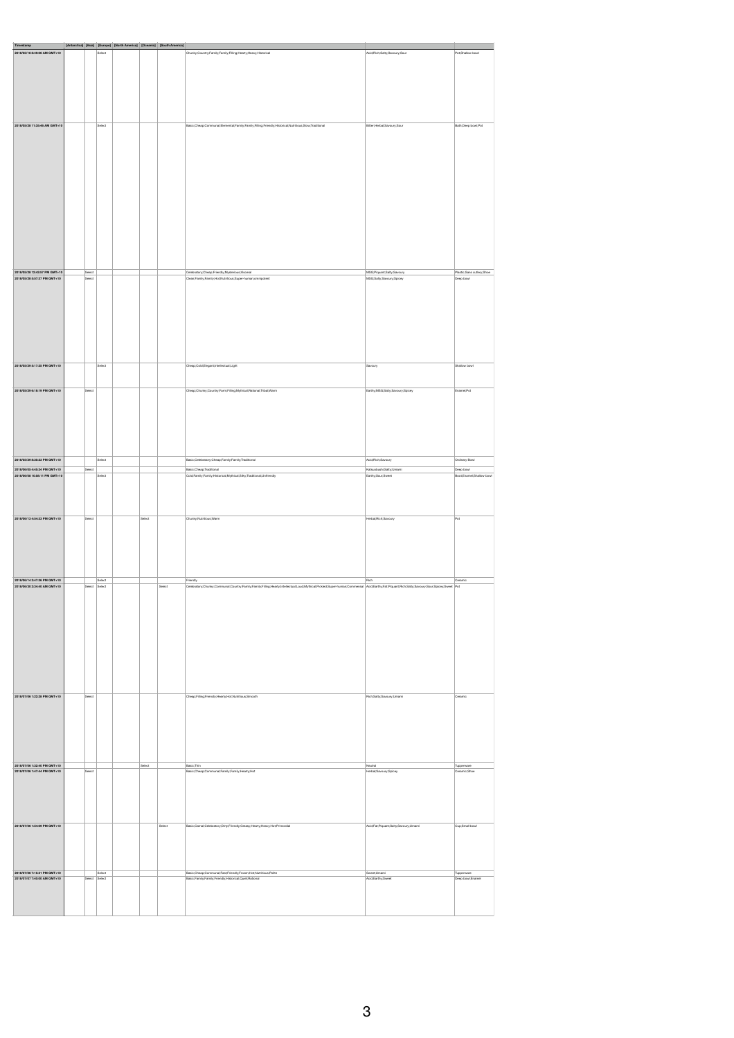| Timestamp | [Antarctica] | [Asia] | [Europe] | [North America] | [Oceania] | [South America] | | | |
|---|---|---|---|---|---|---|---|---|---|
| 2018/05/18 8:49:06 AM GMT+10 | | | Select | | | | Chunky;Country;Family;Family;Filling;Hearty;Heavy;Historical | Acid;Rich;Salty;Savoury;Sour | Pot;Shallow bowl |
| 2018/05/28 11:30:46 AM GMT+10 | | | Select | | | | Basic;Cheap;Communal;Elemental;Family;Family;Filling;Friendly;Historical;Nutritious;Slow;Traditional | Bitter;Herbal;Savoury;Sour | Both;Deep bowl;Pot |
| 2018/05/28 12:42:07 PM GMT+10 | | Select | | | | | Celebratory;Cheap;Friendly;Mysterious;Visceral | MSG;Piquant;Salty;Savoury | Plastic;Stainless cutlery;Straw |
| 2018/05/28 5:57:37 PM GMT+10 | | Select | | | | | Clean;Family;Family;Hot;Nutritious;Super-human;omnipotent | MSG;Salty;Savoury;Spicey | Deep bowl |
| 2018/05/29 5:17:25 PM GMT+10 | | | Select | | | | Cheap;Cold;Elegant;Intellectual;Light | Savoury | Shallow bowl |
| 2018/05/29 6:18:19 PM GMT+10 | | Select | | | | | Cheap;Chunky;Country;Farm;Filling;Mythical;Rational;Tribal;Warm | Earthy;MSG;Salty;Savoury;Spicey | Enamel;Pot |
| 2018/05/29 8:35:23 PM GMT+10 | | | Select | | | | Basic;Celebratory;Cheap;Family;Family;Traditional | Acid;Rich;Savoury | Ordinary Bowl |
| 2018/06/05 4:48:34 PM GMT+10 | | Select | | | | | Basic;Cheap;Traditional | Katsuobushi;Salty;Umami | Deep bowl |
| 2018/06/08 10:56:11 PM GMT+10 | | | Select | | | | Cold;Family;Family;Historical;Mythical;Silky;Traditional;Unfriendly | Earthy;Sour;Sweet | Bowl;Enamel;Shallow bowl |
| 2018/06/13 4:34:33 PM GMT+10 | | Select | | | Select | | Chunky;Nutritious;Warm | Herbal;Rich;Savoury | Pot |
| 2018/06/14 2:47:36 PM GMT+10 | | | Select | | | | Friendly | Rich | Ceramic |
| 2018/06/20 3:34:40 AM GMT+10 | | Select | Select | | | Select | Celebratory;Chunky;Communal;Country;Family;Family;Filling;Hearty;Intellectual;Loud;Mythical;Protest;Super-human;Commercial | Acid;Earthy;Fat;Piquant;Rich;Salty;Savoury;Sour;Spicey;Sweet | Pot |
| 2018/07/06 1:22:28 PM GMT+10 | | Select | | | | | Cheap;Filling;Friendly;Hearty;Hot;Nutritious;Smooth | Rich;Salty;Savoury;Umami | Ceramic |
| 2018/07/06 1:32:40 PM GMT+10 | | | | | Select | | Basic;Thin | Neutral | Tupperware |
| 2018/07/06 1:47:44 PM GMT+10 | | Select | | | | | Basic;Cheap;Communal;Family;Family;Hearty;Hot | Herbal;Savoury;Spicey | Ceramic;Straw |
| 2018/07/06 1:54:09 PM GMT+10 | | | | | | Select | Basic;Casual;Celebratory;Dirty;Friendly;Greasy;Hearty;Heavy;Hot;Primordial | Acid;Fat;Piquant;Salty;Savoury;Umami | Cup;Small bowl |
| 2018/07/06 7:18:31 PM GMT+10 | | | Select | | | | Basic;Cheap;Communal;Fast;Friendly;Frozen;Hot;Nutritious;Petite | Sweet;Umami | Tupperware |
| 2018/07/07 7:40:30 AM GMT+10 | | Select | Select | | | | Basic;Family;Family;Friendly;Historical;Quiet;Robonic | Acid;Earthy;Sweet | Deep bowl;Enamel |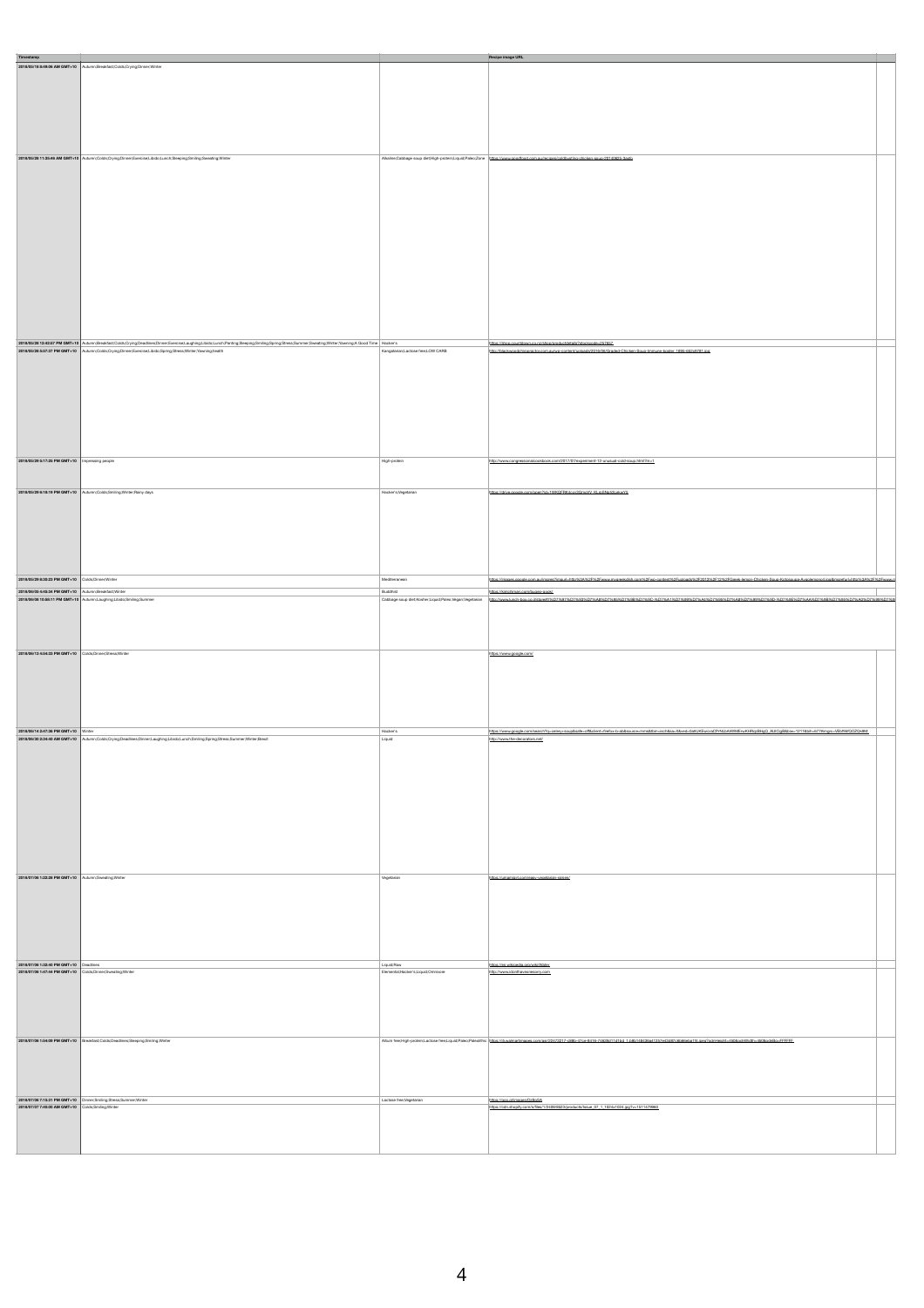| Timestamp | | | Recipe image URL | |
|---|---|---|---|---|
| 2018/05/16 8:49:06 AM GMT+10 | Autumn;Breakfast;Colds;Crying;Dinner;Winter | | | |
| 2018/05/28 11:30:46 AM GMT+10 | Autumn;Colds;Crying;Dinner;Exercise;Libido;Lunch;Sleeping;Smiling;Sweating;Winter | Alkaline;Cabbage soup diet;High-protein;Liquid;Paleo;Zone | https://www.goodfood.com.au/recipes/pad/butternut-chicken-soup-20140925-3lag6 | |
| 2018/05/28 12:42:07 PM GMT+10 | Autumn;Breakfast;Colds;Crying;Deadlines;Dinner;Exercise;Laughing;Libido;Lunch;Panting;Sleeping;Smiling;Spring;Stress;Summer;Sweating;Winter;Yawning;A Good Time | Hacker's | https://shop.countdown.co.nz/shop/productdetails?stockcode=297857 | |
| 2018/05/28 5:57:37 PM GMT+10 | Autumn;Colds;Crying;Dinner;Exercise;Libido;Spring;Stress;Winter;Yawning;health | Kangatarian;Lactose free;LOW CARB | http://blackwoodchiropractic.com.au/wp-content/uploads/2016/05/Graded-Chicken-Soup-Immune-Booster-1898-692x9791.jpg | |
| 2018/05/29 5:17:25 PM GMT+10 | Impressing people | | High-protein | http://www.congressionalcookbook.com/2017/01/experiment-13-unusual-cold-soup.html?m=1 | |
| 2018/05/29 6:18:19 PM GMT+10 | Autumn;Colds;Smiling;Winter;Rainy days | Hacker's;Vegetarian | https://drive.google.com/open?id=1RKQFRK4co0Gnp0V_hLxd0Ni4SuAx1G | |
| 2018/05/29 8:35:23 PM GMT+10 | Colds;Dinner;Winter | Mediterranean | https://images.google.com.au/imgres?imgurl=http%3A%2F%2Fwww.mygreekdish.com%2Fwp-content%2Fuploads%2F2013%2F12%2FGreek-lemon-Chicken-Soup-Kotosoupa-Avgolemono-recipe... | |
| 2018/06/06 4:49:34 PM GMT+10 | Autumn;Breakfast;Winter | Buddhist | https://dongbinzen.com/laurel-goan/ | |
| 2018/06/08 10:58:11 PM GMT+10 | Autumn;Laughing;Libido;Smiling;Summer | Cabbage soup diet;Kosher;Liquid;Paleo;Vegan;Vegetarian | http://www.lunch-box.co.il/pages/... | |
| 2018/06/13 4:54:33 PM GMT+10 | Colds;Dinner;Stress;Winter | | https://www.google.com/ | |
| 2018/06/14 2:07:38 PM GMT+10 | Winter | Hacker's | https://www.google.com/search?q=onion+soup&safe=off&client=firefox-b-ab&source=lnms&tbm=isch&sa=X&ved=0ahUKEwiod... | |
| 2018/06/30 3:34:40 AM GMT+10 | Autumn;Colds;Crying;Deadlines;Dinner;Laughing;Libido;Lunch;Smiling;Spring;Stress;Summer;Winter;Brexit | Liquid | http://www.the-decorators.net/ | |
| 2018/07/06 1:22:28 PM GMT+10 | Autumn;Sweating;Winter | Vegetarian | https://umamiart.com/easy-vegetarian-ramen/ | |
| 2018/07/06 1:32:40 PM GMT+10 | Deadlines | Liquid;Raw | https://en.wikipedia.org/wiki/Water | |
| 2018/07/06 1:47:44 PM GMT+10 | Colds;Dinner;Sweating;Winter | Elemental;Hacker's;Liquid;Omnivore | http://www.stonthevomesory.com/ | |
| 2018/07/06 1:54:09 PM GMT+10 | Breakfast;Colds;Deadlines;Sleeping;Smiling;Winter | Allium free;High-protein;Lactose free;Liquid;Paleo;Paleolithic | https://ct.yotpoimages.com/... | |
| 2018/07/06 7:18:31 PM GMT+10 | Dinner;Smiling;Stress;Summer;Winter | Lactose free;Vegetarian | https://goo.gl/images/Dz8xGA | |
| 2018/07/07 7:40:30 AM GMT+10 | Colds;Smiling;Winter | | https://cdn.shopify.com/s/files/1/... | |